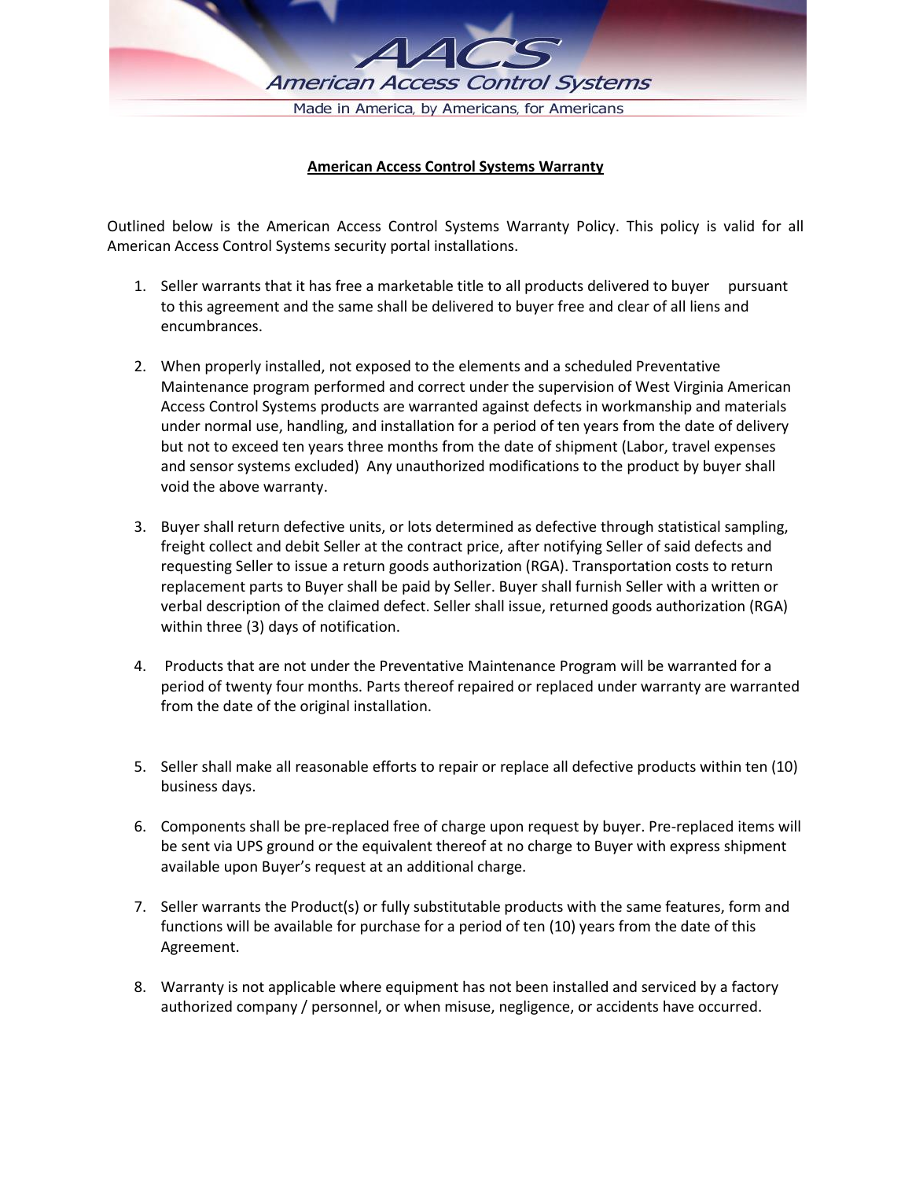AACS

American Access Control Systems

Made in America, by Americans, for Americans

**American Access Control Systems Warranty**

Outlined below is the American Access Control Systems Warranty Policy. This policy is valid for all American Access Control Systems security portal installations.

1. Seller warrants that it has free a marketable title to all products delivered to buyer pursuant to this agreement and the same shall be delivered to buyer free and clear of all liens and encumbrances.

2. When properly installed, not exposed to the elements and a scheduled Preventative Maintenance program performed and correct under the supervision of West Virginia American Access Control Systems products are warranted against defects in workmanship and materials under normal use, handling, and installation for a period of ten years from the date of delivery but not to exceed ten years three months from the date of shipment (Labor, travel expenses and sensor systems excluded) Any unauthorized modifications to the product by buyer shall void the above warranty.

3. Buyer shall return defective units, or lots determined as defective through statistical sampling, freight collect and debit Seller at the contract price, after notifying Seller of said defects and requesting Seller to issue a return goods authorization (RGA). Transportation costs to return replacement parts to Buyer shall be paid by Seller. Buyer shall furnish Seller with a written or verbal description of the claimed defect. Seller shall issue, returned goods authorization (RGA) within three (3) days of notification.

4. Products that are not under the Preventative Maintenance Program will be warranted for a period of twenty four months. Parts thereof repaired or replaced under warranty are warranted from the date of the original installation.

5. Seller shall make all reasonable efforts to repair or replace all defective products within ten (10) business days.

6. Components shall be pre-replaced free of charge upon request by buyer. Pre-replaced items will be sent via UPS ground or the equivalent thereof at no charge to Buyer with express shipment available upon Buyer's request at an additional charge.

7. Seller warrants the Product(s) or fully substitutable products with the same features, form and functions will be available for purchase for a period of ten (10) years from the date of this Agreement.

8. Warranty is not applicable where equipment has not been installed and serviced by a factory authorized company / personnel, or when misuse, negligence, or accidents have occurred.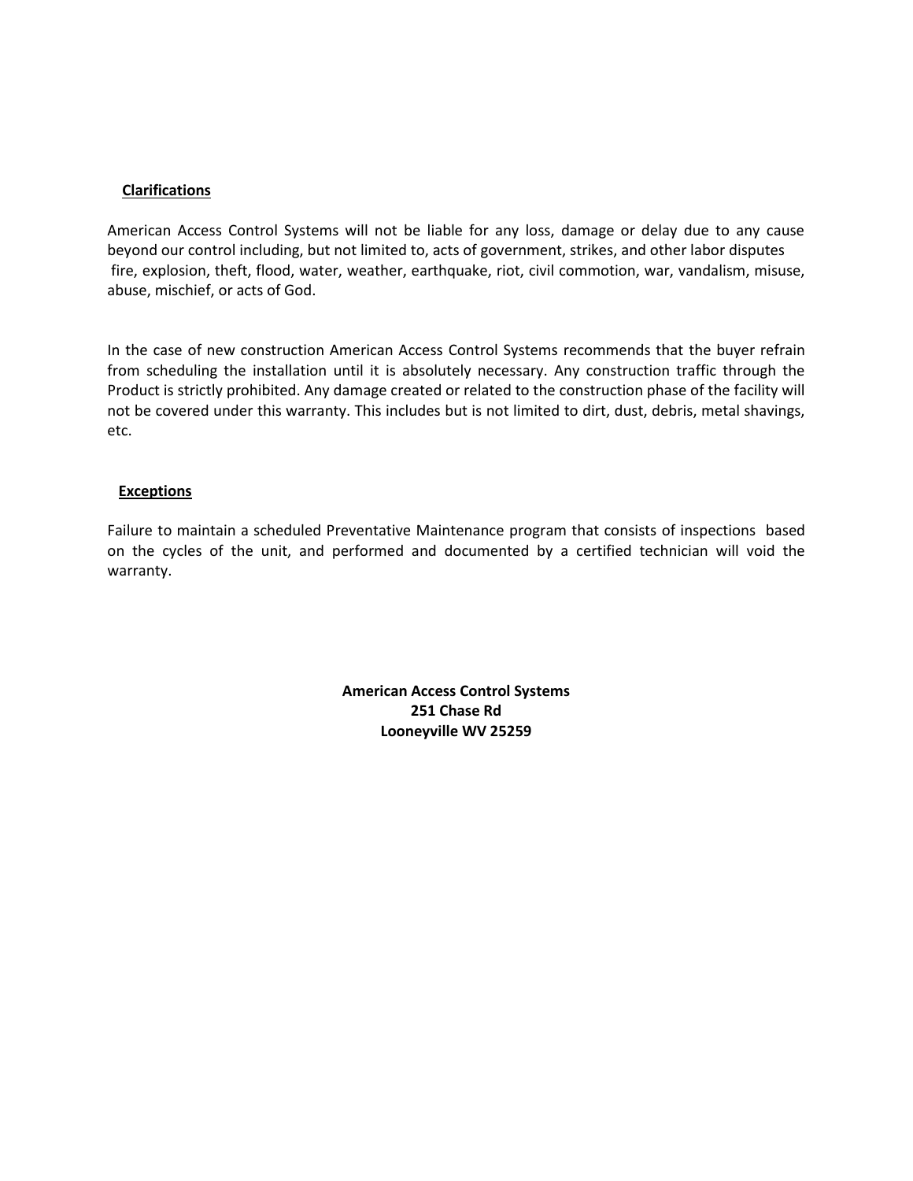**Clarifications**

American Access Control Systems will not be liable for any loss, damage or delay due to any cause beyond our control including, but not limited to, acts of government, strikes, and other labor disputes fire, explosion, theft, flood, water, weather, earthquake, riot, civil commotion, war, vandalism, misuse, abuse, mischief, or acts of God.

In the case of new construction American Access Control Systems recommends that the buyer refrain from scheduling the installation until it is absolutely necessary. Any construction traffic through the Product is strictly prohibited. Any damage created or related to the construction phase of the facility will not be covered under this warranty. This includes but is not limited to dirt, dust, debris, metal shavings, etc.

**Exceptions**

Failure to maintain a scheduled Preventative Maintenance program that consists of inspections based on the cycles of the unit, and performed and documented by a certified technician will void the warranty.

**American Access Control Systems**
**251 Chase Rd**
**Looneyville WV 25259**